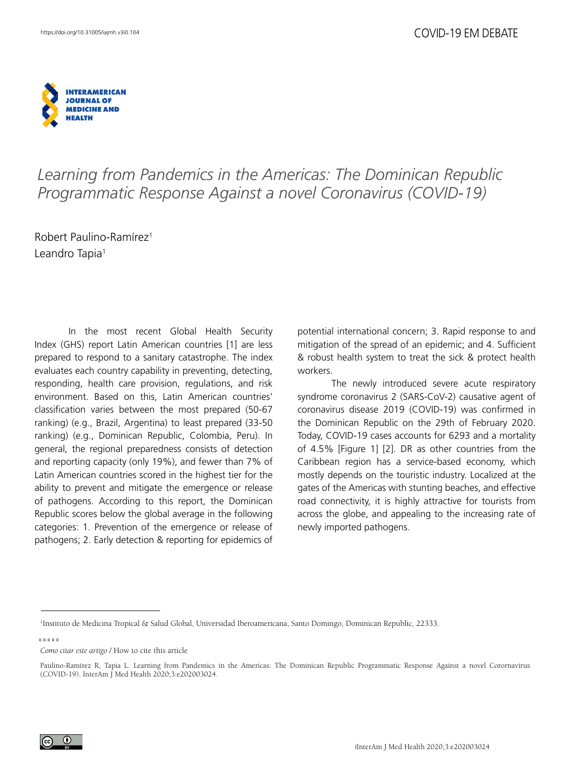https://doi.org/10.31005/iajmh.v3i0.104

COVID-19 EM DEBATE

INTERAMERICAN JOURNAL OF MEDICINE AND HEALTH

# *Learning from Pandemics in the Americas: The Dominican Republic Programmatic Response Against a novel Coronavirus (COVID-19)*

Robert Paulino-Ramírez[1]
Leandro Tapia[1]

In the most recent Global Health Security Index (GHS) report Latin American countries [1] are less prepared to respond to a sanitary catastrophe. The index evaluates each country capability in preventing, detecting, responding, health care provision, regulations, and risk environment. Based on this, Latin American countries' classification varies between the most prepared (50-67 ranking) (e.g., Brazil, Argentina) to least prepared (33-50 ranking) (e.g., Dominican Republic, Colombia, Peru). In general, the regional preparedness consists of detection and reporting capacity (only 19%), and fewer than 7% of Latin American countries scored in the highest tier for the ability to prevent and mitigate the emergence or release of pathogens. According to this report, the Dominican Republic scores below the global average in the following categories: 1. Prevention of the emergence or release of pathogens; 2. Early detection & reporting for epidemics of potential international concern; 3. Rapid response to and mitigation of the spread of an epidemic; and 4. Sufficient & robust health system to treat the sick & protect health workers.

The newly introduced severe acute respiratory syndrome coronavirus 2 (SARS-CoV-2) causative agent of coronavirus disease 2019 (COVID-19) was confirmed in the Dominican Republic on the 29th of February 2020. Today, COVID-19 cases accounts for 6293 and a mortality of 4.5% [Figure 1] [2]. DR as other countries from the Caribbean region has a service-based economy, which mostly depends on the touristic industry. Localized at the gates of the Americas with stunting beaches, and effective road connectivity, it is highly attractive for tourists from across the globe, and appealing to the increasing rate of newly imported pathogens.

[1]Instituto de Medicina Tropical & Salud Global, Universidad Iberoamericana, Santo Domingo, Dominican Republic, 22333.

*Como citar este artigo* / How to cite this article

Paulino-Ramírez R, Tapia L. Learning from Pandemics in the Americas: The Dominican Republic Programmatic Response Against a novel Corornavirus (COVID-19). InterAm J Med Health 2020;3:e202003024.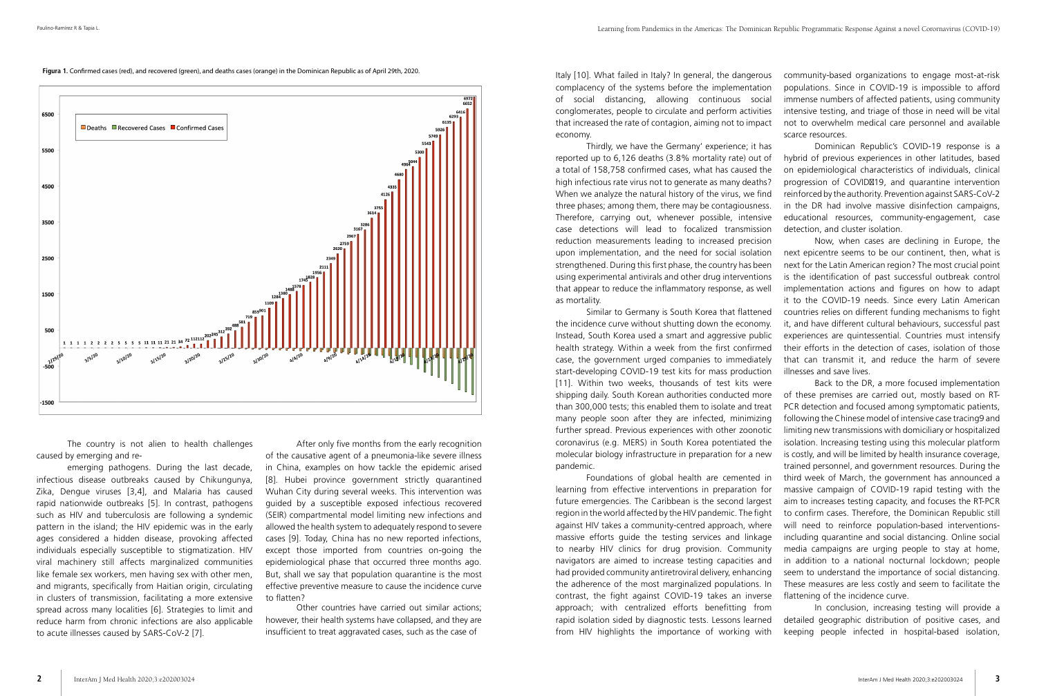**Figura 1.** Confirmed cases (red), and recovered (green), and deaths cases (orange) in the Dominican Republic as of April 29th, 2020.

The country is not alien to health challenges caused by emerging and re-emerging pathogens. During the last decade, infectious disease outbreaks caused by Chikungunya, Zika, Dengue viruses [3,4], and Malaria has caused rapid nationwide outbreaks [5]. In contrast, pathogens such as HIV and tuberculosis are following a syndemic pattern in the island; the HIV epidemic was in the early ages considered a hidden disease, provoking affected individuals especially susceptible to stigmatization. HIV viral machinery still affects marginalized communities like female sex workers, men having sex with other men, and migrants, specifically from Haitian origin, circulating in clusters of transmission, facilitating a more extensive spread across many localities [6]. Strategies to limit and reduce harm from chronic infections are also applicable to acute illnesses caused by SARS-CoV-2 [7].

After only five months from the early recognition of the causative agent of a pneumonia-like severe illness in China, examples on how tackle the epidemic arised [8]. Hubei province government strictly quarantined Wuhan City during several weeks. This intervention was guided by a susceptible exposed infectious recovered (SEIR) compartmental model limiting new infections and allowed the health system to adequately respond to severe cases [9]. Today, China has no new reported infections, except those imported from countries on-going the epidemiological phase that occurred three months ago. But, shall we say that population quarantine is the most effective preventive measure to cause the incidence curve to flatten?

Other countries have carried out similar actions; however, their health systems have collapsed, and they are insufficient to treat aggravated cases, such as the case of Italy [10]. What failed in Italy? In general, the dangerous complacency of the systems before the implementation of social distancing, allowing continuous social conglomerates, people to circulate and perform activities that increased the rate of contagion, aiming not to impact economy.

Thirdly, we have the Germany' experience; it has reported up to 6,126 deaths (3.8% mortality rate) out of a total of 158,758 confirmed cases, what has caused the high infectious rate virus not to generate as many deaths? When we analyze the natural history of the virus, we find three phases; among them, there may be contagiousness. Therefore, carrying out, whenever possible, intensive case detections will lead to focalized transmission reduction measurements leading to increased precision upon implementation, and the need for social isolation strengthened. During this first phase, the country has been using experimental antivirals and other drug interventions that appear to reduce the inflammatory response, as well as mortality.

Similar to Germany is South Korea that flattened the incidence curve without shutting down the economy. Instead, South Korea used a smart and aggressive public health strategy. Within a week from the first confirmed case, the government urged companies to immediately start-developing COVID-19 test kits for mass production [11]. Within two weeks, thousands of test kits were shipping daily. South Korean authorities conducted more than 300,000 tests; this enabled them to isolate and treat many people soon after they are infected, minimizing further spread. Previous experiences with other zoonotic coronavirus (e.g. MERS) in South Korea potentiated the molecular biology infrastructure in preparation for a new pandemic.

Foundations of global health are cemented in learning from effective interventions in preparation for future emergencies. The Caribbean is the second largest region in the world affected by the HIV pandemic. The fight against HIV takes a community-centred approach, where massive efforts guide the testing services and linkage to nearby HIV clinics for drug provision. Community navigators are aimed to increase testing capacities and had provided community antiretroviral delivery, enhancing the adherence of the most marginalized populations. In contrast, the fight against COVID-19 takes an inverse approach; with centralized efforts benefitting from rapid isolation sided by diagnostic tests. Lessons learned from HIV highlights the importance of working with community-based organizations to engage most-at-risk populations. Since in COVID-19 is impossible to afford immense numbers of affected patients, using community intensive testing, and triage of those in need will be vital not to overwhelm medical care personnel and available scarce resources.

Dominican Republic's COVID-19 response is a hybrid of previous experiences in other latitudes, based on epidemiological characteristics of individuals, clinical progression of COVID‐19, and quarantine intervention reinforced by the authority. Prevention against SARS-CoV-2 in the DR had involve massive disinfection campaigns, educational resources, community-engagement, case detection, and cluster isolation.

Now, when cases are declining in Europe, the next epicentre seems to be our continent, then, what is next for the Latin American region? The most crucial point is the identification of past successful outbreak control implementation actions and figures on how to adapt it to the COVID-19 needs. Since every Latin American countries relies on different funding mechanisms to fight it, and have different cultural behaviours, successful past experiences are quintessential. Countries must intensify their efforts in the detection of cases, isolation of those that can transmit it, and reduce the harm of severe illnesses and save lives.

Back to the DR, a more focused implementation of these premises are carried out, mostly based on RT-PCR detection and focused among symptomatic patients, following the Chinese model of intensive case tracing9 and limiting new transmissions with domiciliary or hospitalized isolation. Increasing testing using this molecular platform is costly, and will be limited by health insurance coverage, trained personnel, and government resources. During the third week of March, the government has announced a massive campaign of COVID-19 rapid testing with the aim to increases testing capacity, and focuses the RT-PCR to confirm cases. Therefore, the Dominican Republic still will need to reinforce population-based interventions-including quarantine and social distancing. Online social media campaigns are urging people to stay at home, in addition to a national nocturnal lockdown; people seem to understand the importance of social distancing. These measures are less costly and seem to facilitate the flattening of the incidence curve.

In conclusion, increasing testing will provide a detailed geographic distribution of positive cases, and keeping people infected in hospital-based isolation,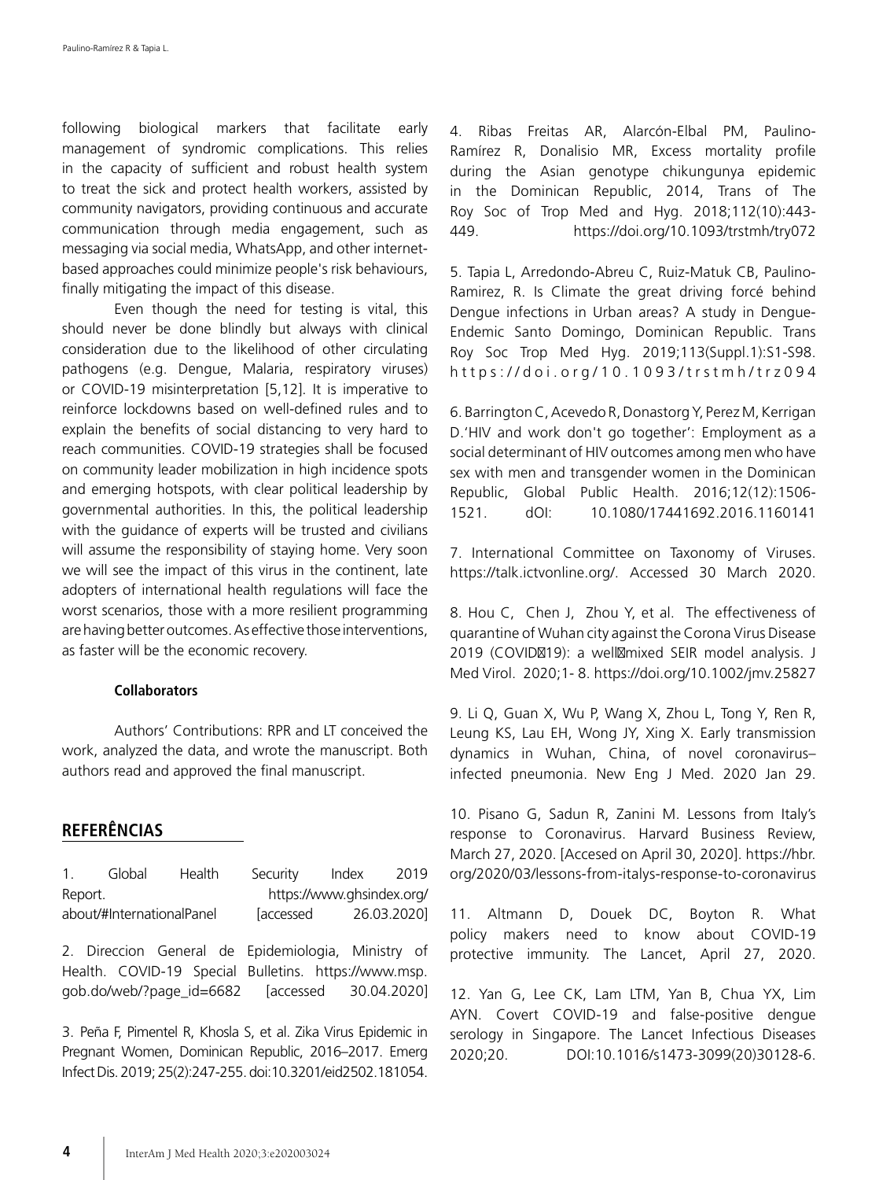following biological markers that facilitate early management of syndromic complications. This relies in the capacity of sufficient and robust health system to treat the sick and protect health workers, assisted by community navigators, providing continuous and accurate communication through media engagement, such as messaging via social media, WhatsApp, and other internet-based approaches could minimize people's risk behaviours, finally mitigating the impact of this disease.

Even though the need for testing is vital, this should never be done blindly but always with clinical consideration due to the likelihood of other circulating pathogens (e.g. Dengue, Malaria, respiratory viruses) or COVID-19 misinterpretation [5,12]. It is imperative to reinforce lockdowns based on well-defined rules and to explain the benefits of social distancing to very hard to reach communities. COVID-19 strategies shall be focused on community leader mobilization in high incidence spots and emerging hotspots, with clear political leadership by governmental authorities. In this, the political leadership with the guidance of experts will be trusted and civilians will assume the responsibility of staying home. Very soon we will see the impact of this virus in the continent, late adopters of international health regulations will face the worst scenarios, those with a more resilient programming are having better outcomes. As effective those interventions, as faster will be the economic recovery.

**Collaborators**

Authors' Contributions: RPR and LT conceived the work, analyzed the data, and wrote the manuscript. Both authors read and approved the final manuscript.

## REFERÊNCIAS

1. Global Health Security Index 2019 Report. https://www.ghsindex.org/about/#InternationalPanel [accessed 26.03.2020]

2. Direccion General de Epidemiologia, Ministry of Health. COVID-19 Special Bulletins. https://www.msp.gob.do/web/?page_id=6682 [accessed 30.04.2020]

3. Peña F, Pimentel R, Khosla S, et al. Zika Virus Epidemic in Pregnant Women, Dominican Republic, 2016–2017. Emerg Infect Dis. 2019; 25(2):247-255. doi:10.3201/eid2502.181054.

4. Ribas Freitas AR, Alarcón-Elbal PM, Paulino-Ramírez R, Donalisio MR, Excess mortality profile during the Asian genotype chikungunya epidemic in the Dominican Republic, 2014, Trans of The Roy Soc of Trop Med and Hyg. 2018;112(10):443-449. https://doi.org/10.1093/trstmh/try072

5. Tapia L, Arredondo-Abreu C, Ruiz-Matuk CB, Paulino-Ramirez, R. Is Climate the great driving forcé behind Dengue infections in Urban areas? A study in Dengue-Endemic Santo Domingo, Dominican Republic. Trans Roy Soc Trop Med Hyg. 2019;113(Suppl.1):S1-S98. https://doi.org/10.1093/trstmh/trz094

6. Barrington C, Acevedo R, Donastorg Y, Perez M, Kerrigan D.'HIV and work don't go together': Employment as a social determinant of HIV outcomes among men who have sex with men and transgender women in the Dominican Republic, Global Public Health. 2016;12(12):1506-1521. dOI: 10.1080/17441692.2016.1160141

7. International Committee on Taxonomy of Viruses. https://talk.ictvonline.org/. Accessed 30 March 2020.

8. Hou C, Chen J, Zhou Y, et al. The effectiveness of quarantine of Wuhan city against the Corona Virus Disease 2019 (COVID‐19): a well‐mixed SEIR model analysis. J Med Virol. 2020;1- 8. https://doi.org/10.1002/jmv.25827

9. Li Q, Guan X, Wu P, Wang X, Zhou L, Tong Y, Ren R, Leung KS, Lau EH, Wong JY, Xing X. Early transmission dynamics in Wuhan, China, of novel coronavirus–infected pneumonia. New Eng J Med. 2020 Jan 29.

10. Pisano G, Sadun R, Zanini M. Lessons from Italy's response to Coronavirus. Harvard Business Review, March 27, 2020. [Accesed on April 30, 2020]. https://hbr.org/2020/03/lessons-from-italys-response-to-coronavirus

11. Altmann D, Douek DC, Boyton R. What policy makers need to know about COVID-19 protective immunity. The Lancet, April 27, 2020.

12. Yan G, Lee CK, Lam LTM, Yan B, Chua YX, Lim AYN. Covert COVID-19 and false-positive dengue serology in Singapore. The Lancet Infectious Diseases 2020;20. DOI:10.1016/s1473-3099(20)30128-6.